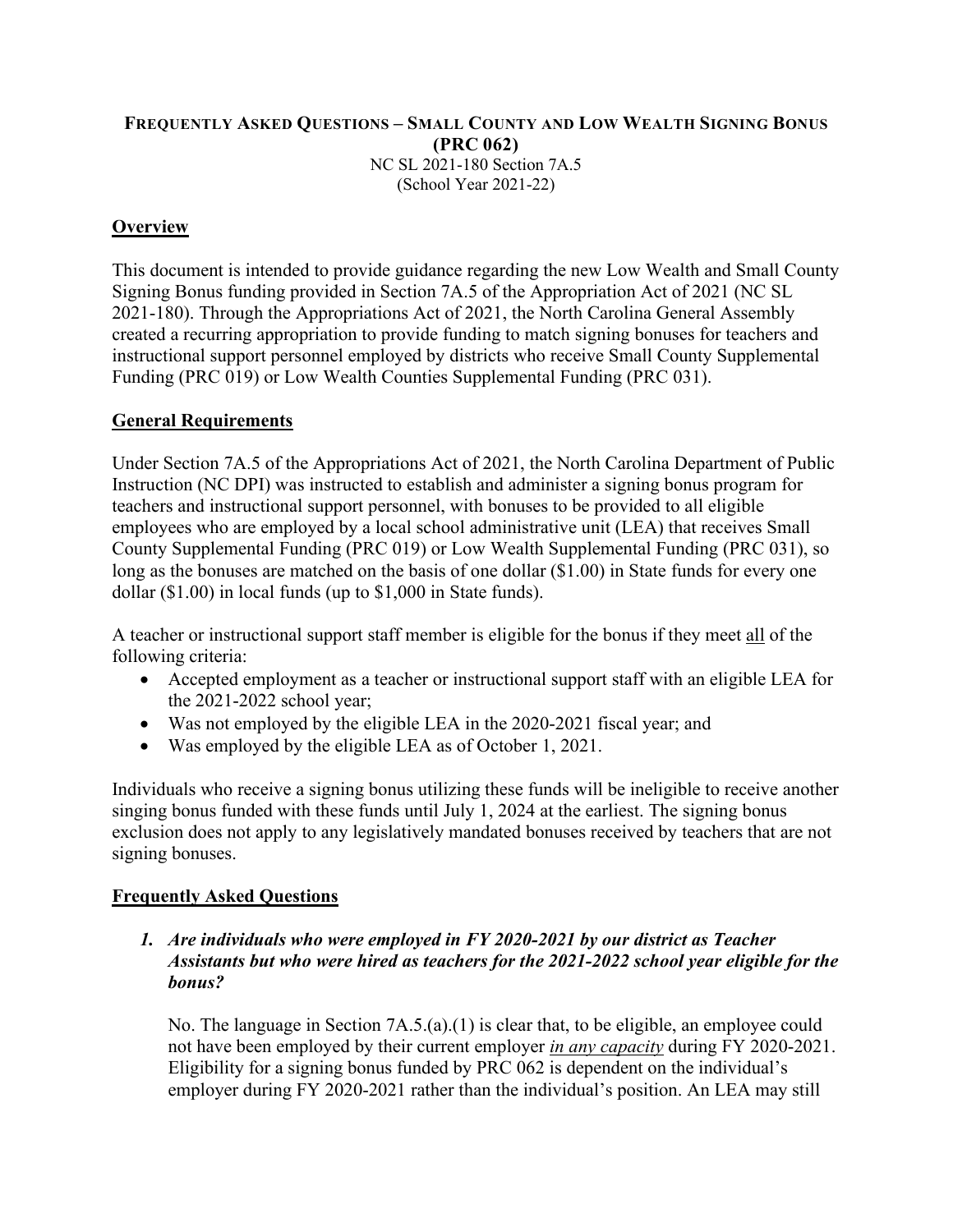# Frequently Asked Questions – Small County and Low Wealth Signing Bonus (PRC 062)

NC SL 2021-180 Section 7A.5
(School Year 2021-22)

## Overview

This document is intended to provide guidance regarding the new Low Wealth and Small County Signing Bonus funding provided in Section 7A.5 of the Appropriation Act of 2021 (NC SL 2021-180). Through the Appropriations Act of 2021, the North Carolina General Assembly created a recurring appropriation to provide funding to match signing bonuses for teachers and instructional support personnel employed by districts who receive Small County Supplemental Funding (PRC 019) or Low Wealth Counties Supplemental Funding (PRC 031).

## General Requirements

Under Section 7A.5 of the Appropriations Act of 2021, the North Carolina Department of Public Instruction (NC DPI) was instructed to establish and administer a signing bonus program for teachers and instructional support personnel, with bonuses to be provided to all eligible employees who are employed by a local school administrative unit (LEA) that receives Small County Supplemental Funding (PRC 019) or Low Wealth Supplemental Funding (PRC 031), so long as the bonuses are matched on the basis of one dollar ($1.00) in State funds for every one dollar ($1.00) in local funds (up to $1,000 in State funds).

A teacher or instructional support staff member is eligible for the bonus if they meet <u>all</u> of the following criteria:

- Accepted employment as a teacher or instructional support staff with an eligible LEA for the 2021-2022 school year;
- Was not employed by the eligible LEA in the 2020-2021 fiscal year; and
- Was employed by the eligible LEA as of October 1, 2021.

Individuals who receive a signing bonus utilizing these funds will be ineligible to receive another singing bonus funded with these funds until July 1, 2024 at the earliest. The signing bonus exclusion does not apply to any legislatively mandated bonuses received by teachers that are not signing bonuses.

## Frequently Asked Questions

1. ***Are individuals who were employed in FY 2020-2021 by our district as Teacher Assistants but who were hired as teachers for the 2021-2022 school year eligible for the bonus?***

   No. The language in Section 7A.5.(a).(1) is clear that, to be eligible, an employee could not have been employed by their current employer <u>*in any capacity*</u> during FY 2020-2021. Eligibility for a signing bonus funded by PRC 062 is dependent on the individual's employer during FY 2020-2021 rather than the individual's position. An LEA may still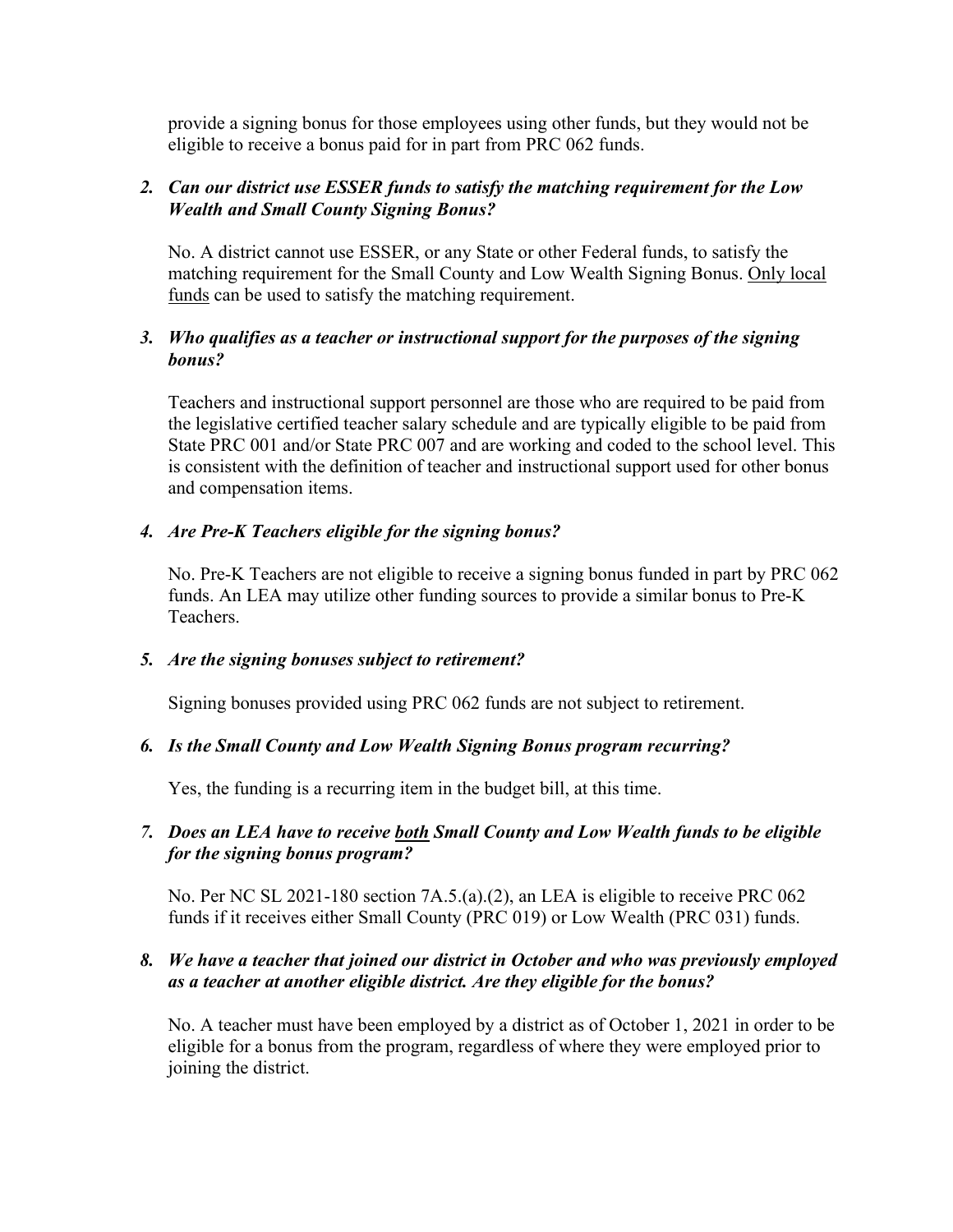provide a signing bonus for those employees using other funds, but they would not be eligible to receive a bonus paid for in part from PRC 062 funds.

2. ***Can our district use ESSER funds to satisfy the matching requirement for the Low Wealth and Small County Signing Bonus?***

   No. A district cannot use ESSER, or any State or other Federal funds, to satisfy the matching requirement for the Small County and Low Wealth Signing Bonus. <u>Only local funds</u> can be used to satisfy the matching requirement.

3. ***Who qualifies as a teacher or instructional support for the purposes of the signing bonus?***

   Teachers and instructional support personnel are those who are required to be paid from the legislative certified teacher salary schedule and are typically eligible to be paid from State PRC 001 and/or State PRC 007 and are working and coded to the school level. This is consistent with the definition of teacher and instructional support used for other bonus and compensation items.

4. ***Are Pre-K Teachers eligible for the signing bonus?***

   No. Pre-K Teachers are not eligible to receive a signing bonus funded in part by PRC 062 funds. An LEA may utilize other funding sources to provide a similar bonus to Pre-K Teachers.

5. ***Are the signing bonuses subject to retirement?***

   Signing bonuses provided using PRC 062 funds are not subject to retirement.

6. ***Is the Small County and Low Wealth Signing Bonus program recurring?***

   Yes, the funding is a recurring item in the budget bill, at this time.

7. ***Does an LEA have to receive <u>both</u> Small County and Low Wealth funds to be eligible for the signing bonus program?***

   No. Per NC SL 2021-180 section 7A.5.(a).(2), an LEA is eligible to receive PRC 062 funds if it receives either Small County (PRC 019) or Low Wealth (PRC 031) funds.

8. ***We have a teacher that joined our district in October and who was previously employed as a teacher at another eligible district. Are they eligible for the bonus?***

   No. A teacher must have been employed by a district as of October 1, 2021 in order to be eligible for a bonus from the program, regardless of where they were employed prior to joining the district.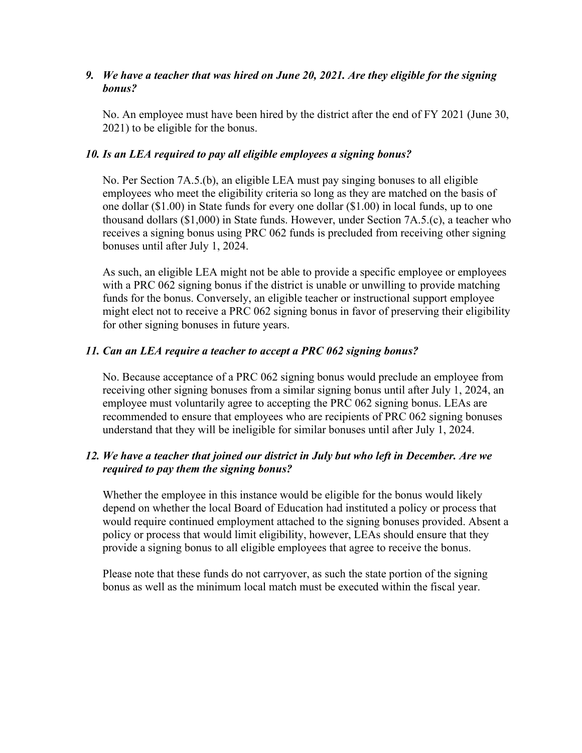*9. We have a teacher that was hired on June 20, 2021. Are they eligible for the signing bonus?*

No. An employee must have been hired by the district after the end of FY 2021 (June 30, 2021) to be eligible for the bonus.

*10. Is an LEA required to pay all eligible employees a signing bonus?*

No. Per Section 7A.5.(b), an eligible LEA must pay singing bonuses to all eligible employees who meet the eligibility criteria so long as they are matched on the basis of one dollar ($1.00) in State funds for every one dollar ($1.00) in local funds, up to one thousand dollars ($1,000) in State funds. However, under Section 7A.5.(c), a teacher who receives a signing bonus using PRC 062 funds is precluded from receiving other signing bonuses until after July 1, 2024.

As such, an eligible LEA might not be able to provide a specific employee or employees with a PRC 062 signing bonus if the district is unable or unwilling to provide matching funds for the bonus. Conversely, an eligible teacher or instructional support employee might elect not to receive a PRC 062 signing bonus in favor of preserving their eligibility for other signing bonuses in future years.

*11. Can an LEA require a teacher to accept a PRC 062 signing bonus?*

No. Because acceptance of a PRC 062 signing bonus would preclude an employee from receiving other signing bonuses from a similar signing bonus until after July 1, 2024, an employee must voluntarily agree to accepting the PRC 062 signing bonus. LEAs are recommended to ensure that employees who are recipients of PRC 062 signing bonuses understand that they will be ineligible for similar bonuses until after July 1, 2024.

*12. We have a teacher that joined our district in July but who left in December. Are we required to pay them the signing bonus?*

Whether the employee in this instance would be eligible for the bonus would likely depend on whether the local Board of Education had instituted a policy or process that would require continued employment attached to the signing bonuses provided. Absent a policy or process that would limit eligibility, however, LEAs should ensure that they provide a signing bonus to all eligible employees that agree to receive the bonus.

Please note that these funds do not carryover, as such the state portion of the signing bonus as well as the minimum local match must be executed within the fiscal year.